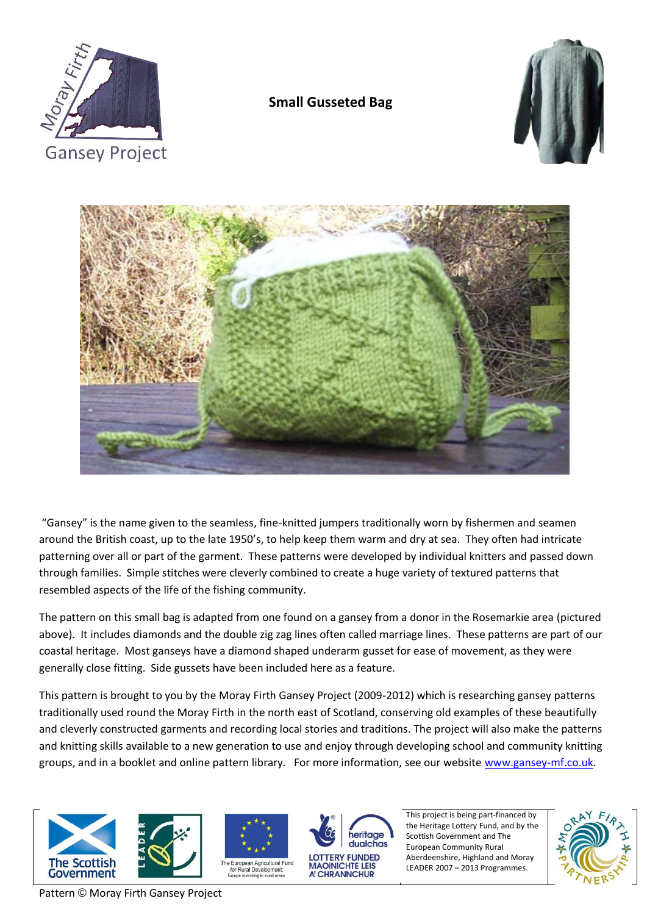# Small Gusseted Bag

"Gansey" is the name given to the seamless, fine-knitted jumpers traditionally worn by fishermen and seamen around the British coast, up to the late 1950's, to help keep them warm and dry at sea. They often had intricate patterning over all or part of the garment. These patterns were developed by individual knitters and passed down through families. Simple stitches were cleverly combined to create a huge variety of textured patterns that resembled aspects of the life of the fishing community.

The pattern on this small bag is adapted from one found on a gansey from a donor in the Rosemarkie area (pictured above). It includes diamonds and the double zig zag lines often called marriage lines. These patterns are part of our coastal heritage. Most ganseys have a diamond shaped underarm gusset for ease of movement, as they were generally close fitting. Side gussets have been included here as a feature.

This pattern is brought to you by the Moray Firth Gansey Project (2009-2012) which is researching gansey patterns traditionally used round the Moray Firth in the north east of Scotland, conserving old examples of these beautifully and cleverly constructed garments and recording local stories and traditions. The project will also make the patterns and knitting skills available to a new generation to use and enjoy through developing school and community knitting groups, and in a booklet and online pattern library. For more information, see our website [www.gansey-mf.co.uk](http://www.gansey-mf.co.uk).

This project is being part-financed by the Heritage Lottery Fund, and by the Scottish Government and The European Community Rural Aberdeenshire, Highland and Moray LEADER 2007 – 2013 Programmes.

Pattern © Moray Firth Gansey Project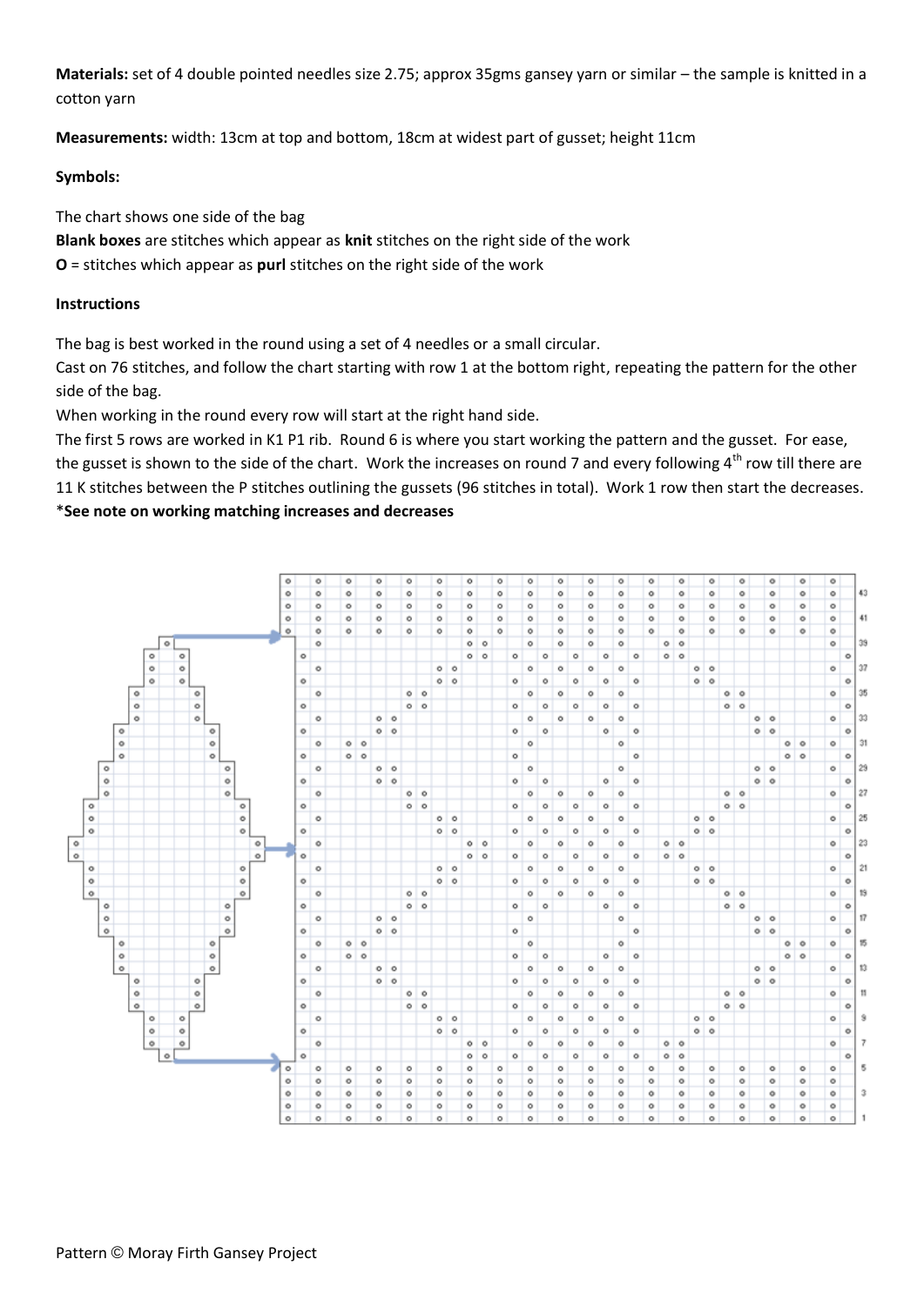**Materials:** set of 4 double pointed needles size 2.75; approx 35gms gansey yarn or similar – the sample is knitted in a cotton yarn

**Measurements:** width: 13cm at top and bottom, 18cm at widest part of gusset; height 11cm

**Symbols:**

The chart shows one side of the bag

**Blank boxes** are stitches which appear as **knit** stitches on the right side of the work

**O** = stitches which appear as **purl** stitches on the right side of the work

**Instructions**

The bag is best worked in the round using a set of 4 needles or a small circular.

Cast on 76 stitches, and follow the chart starting with row 1 at the bottom right, repeating the pattern for the other side of the bag.

When working in the round every row will start at the right hand side.

The first 5 rows are worked in K1 P1 rib. Round 6 is where you start working the pattern and the gusset. For ease, the gusset is shown to the side of the chart. Work the increases on round 7 and every following 4th row till there are 11 K stitches between the P stitches outlining the gussets (96 stitches in total). Work 1 row then start the decreases.

**\*See note on working matching increases and decreases**

Pattern © Moray Firth Gansey Project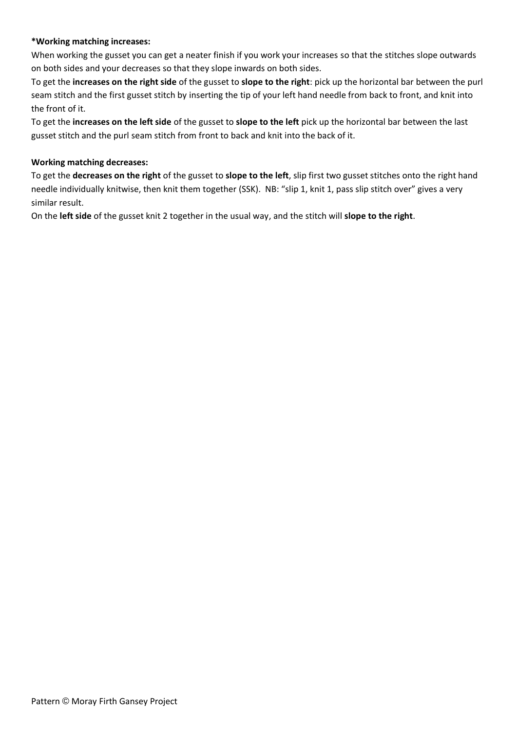**\*Working matching increases:**

When working the gusset you can get a neater finish if you work your increases so that the stitches slope outwards on both sides and your decreases so that they slope inwards on both sides.

To get the **increases on the right side** of the gusset to **slope to the right**: pick up the horizontal bar between the purl seam stitch and the first gusset stitch by inserting the tip of your left hand needle from back to front, and knit into the front of it.

To get the **increases on the left side** of the gusset to **slope to the left** pick up the horizontal bar between the last gusset stitch and the purl seam stitch from front to back and knit into the back of it.

**Working matching decreases:**

To get the **decreases on the right** of the gusset to **slope to the left**, slip first two gusset stitches onto the right hand needle individually knitwise, then knit them together (SSK). NB: "slip 1, knit 1, pass slip stitch over" gives a very similar result.

On the **left side** of the gusset knit 2 together in the usual way, and the stitch will **slope to the right**.

Pattern © Moray Firth Gansey Project